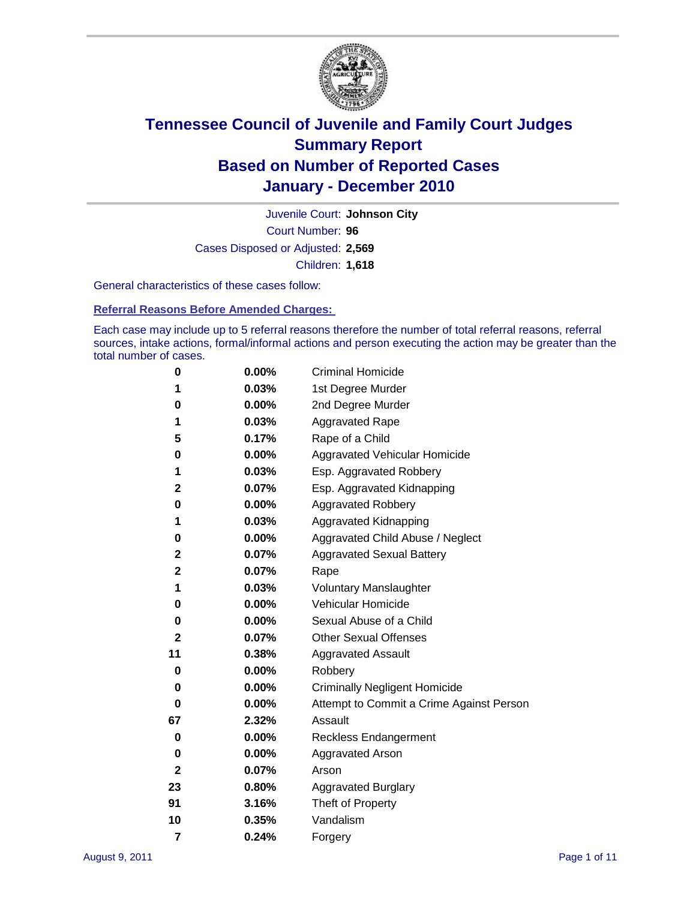# Tennessee Council of Juvenile and Family Court Judges
# Summary Report
# Based on Number of Reported Cases
# January - December 2010

Juvenile Court: **Johnson City**

Court Number: **96**

Cases Disposed or Adjusted: **2,569**

Children: **1,618**

General characteristics of these cases follow:

## Referral Reasons Before Amended Charges:

Each case may include up to 5 referral reasons therefore the number of total referral reasons, referral sources, intake actions, formal/informal actions and person executing the action may be greater than the total number of cases.

| | | |
|---|---|---|
| 0 | 0.00% | Criminal Homicide |
| 1 | 0.03% | 1st Degree Murder |
| 0 | 0.00% | 2nd Degree Murder |
| 1 | 0.03% | Aggravated Rape |
| 5 | 0.17% | Rape of a Child |
| 0 | 0.00% | Aggravated Vehicular Homicide |
| 1 | 0.03% | Esp. Aggravated Robbery |
| 2 | 0.07% | Esp. Aggravated Kidnapping |
| 0 | 0.00% | Aggravated Robbery |
| 1 | 0.03% | Aggravated Kidnapping |
| 0 | 0.00% | Aggravated Child Abuse / Neglect |
| 2 | 0.07% | Aggravated Sexual Battery |
| 2 | 0.07% | Rape |
| 1 | 0.03% | Voluntary Manslaughter |
| 0 | 0.00% | Vehicular Homicide |
| 0 | 0.00% | Sexual Abuse of a Child |
| 2 | 0.07% | Other Sexual Offenses |
| 11 | 0.38% | Aggravated Assault |
| 0 | 0.00% | Robbery |
| 0 | 0.00% | Criminally Negligent Homicide |
| 0 | 0.00% | Attempt to Commit a Crime Against Person |
| 67 | 2.32% | Assault |
| 0 | 0.00% | Reckless Endangerment |
| 0 | 0.00% | Aggravated Arson |
| 2 | 0.07% | Arson |
| 23 | 0.80% | Aggravated Burglary |
| 91 | 3.16% | Theft of Property |
| 10 | 0.35% | Vandalism |
| 7 | 0.24% | Forgery |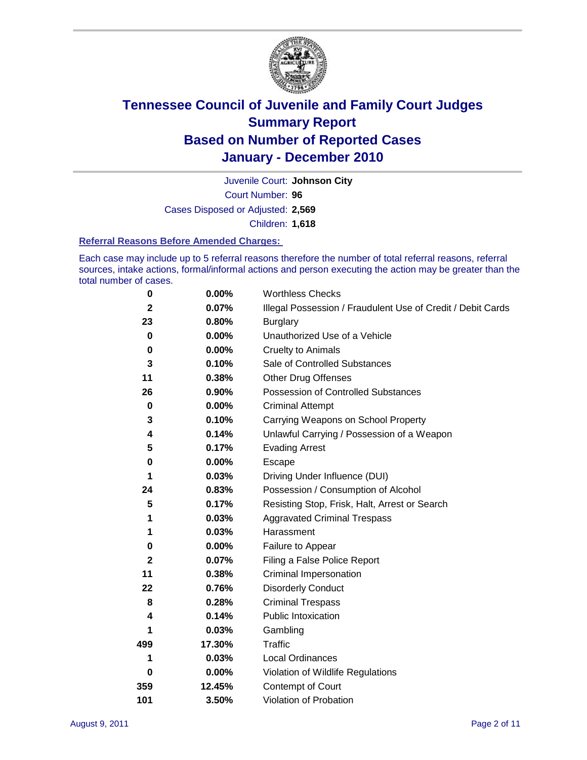# Tennessee Council of Juvenile and Family Court Judges
## Summary Report
## Based on Number of Reported Cases
## January - December 2010

Juvenile Court: **Johnson City**

Court Number: **96**

Cases Disposed or Adjusted: **2,569**

Children: **1,618**

### Referral Reasons Before Amended Charges:

Each case may include up to 5 referral reasons therefore the number of total referral reasons, referral sources, intake actions, formal/informal actions and person executing the action may be greater than the total number of cases.

| | | |
|---|---|---|
| 0 | 0.00% | Worthless Checks |
| 2 | 0.07% | Illegal Possession / Fraudulent Use of Credit / Debit Cards |
| 23 | 0.80% | Burglary |
| 0 | 0.00% | Unauthorized Use of a Vehicle |
| 0 | 0.00% | Cruelty to Animals |
| 3 | 0.10% | Sale of Controlled Substances |
| 11 | 0.38% | Other Drug Offenses |
| 26 | 0.90% | Possession of Controlled Substances |
| 0 | 0.00% | Criminal Attempt |
| 3 | 0.10% | Carrying Weapons on School Property |
| 4 | 0.14% | Unlawful Carrying / Possession of a Weapon |
| 5 | 0.17% | Evading Arrest |
| 0 | 0.00% | Escape |
| 1 | 0.03% | Driving Under Influence (DUI) |
| 24 | 0.83% | Possession / Consumption of Alcohol |
| 5 | 0.17% | Resisting Stop, Frisk, Halt, Arrest or Search |
| 1 | 0.03% | Aggravated Criminal Trespass |
| 1 | 0.03% | Harassment |
| 0 | 0.00% | Failure to Appear |
| 2 | 0.07% | Filing a False Police Report |
| 11 | 0.38% | Criminal Impersonation |
| 22 | 0.76% | Disorderly Conduct |
| 8 | 0.28% | Criminal Trespass |
| 4 | 0.14% | Public Intoxication |
| 1 | 0.03% | Gambling |
| 499 | 17.30% | Traffic |
| 1 | 0.03% | Local Ordinances |
| 0 | 0.00% | Violation of Wildlife Regulations |
| 359 | 12.45% | Contempt of Court |
| 101 | 3.50% | Violation of Probation |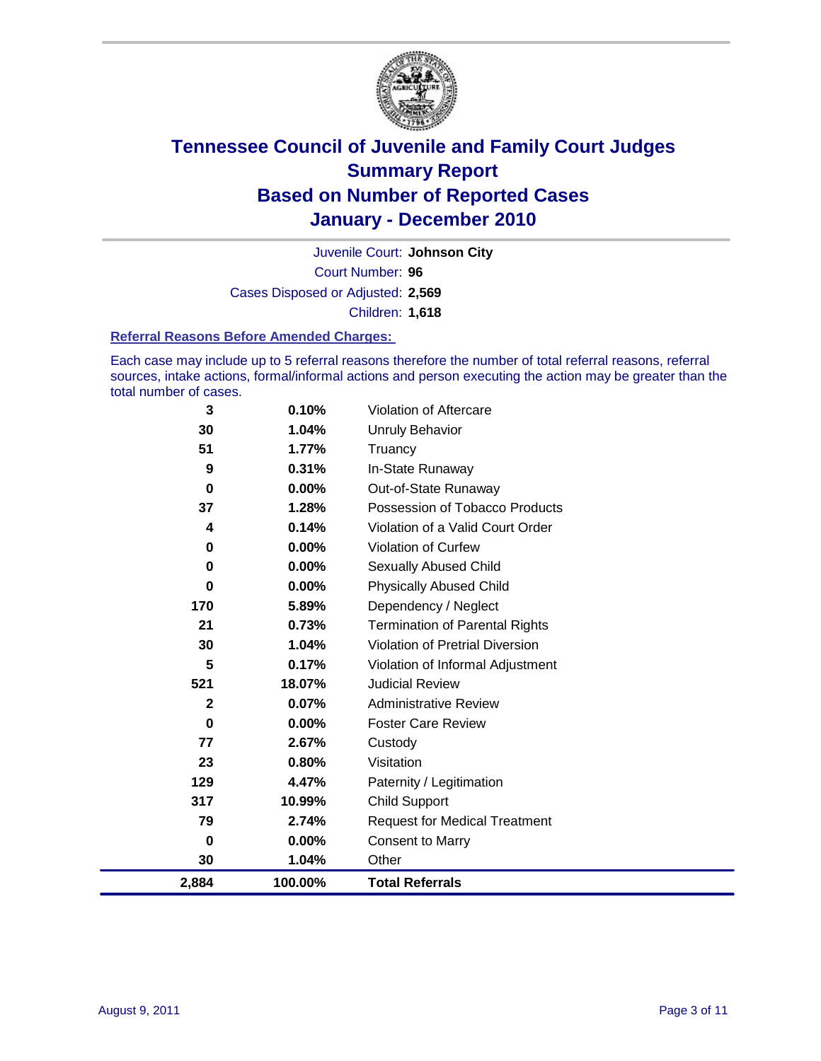# Tennessee Council of Juvenile and Family Court Judges
## Summary Report
## Based on Number of Reported Cases
## January - December 2010

Juvenile Court: **Johnson City**

Court Number: **96**

Cases Disposed or Adjusted: **2,569**

Children: **1,618**

### Referral Reasons Before Amended Charges:

Each case may include up to 5 referral reasons therefore the number of total referral reasons, referral sources, intake actions, formal/informal actions and person executing the action may be greater than the total number of cases.

| Count | Percent | Referral Reason |
|---|---|---|
| 3 | 0.10% | Violation of Aftercare |
| 30 | 1.04% | Unruly Behavior |
| 51 | 1.77% | Truancy |
| 9 | 0.31% | In-State Runaway |
| 0 | 0.00% | Out-of-State Runaway |
| 37 | 1.28% | Possession of Tobacco Products |
| 4 | 0.14% | Violation of a Valid Court Order |
| 0 | 0.00% | Violation of Curfew |
| 0 | 0.00% | Sexually Abused Child |
| 0 | 0.00% | Physically Abused Child |
| 170 | 5.89% | Dependency / Neglect |
| 21 | 0.73% | Termination of Parental Rights |
| 30 | 1.04% | Violation of Pretrial Diversion |
| 5 | 0.17% | Violation of Informal Adjustment |
| 521 | 18.07% | Judicial Review |
| 2 | 0.07% | Administrative Review |
| 0 | 0.00% | Foster Care Review |
| 77 | 2.67% | Custody |
| 23 | 0.80% | Visitation |
| 129 | 4.47% | Paternity / Legitimation |
| 317 | 10.99% | Child Support |
| 79 | 2.74% | Request for Medical Treatment |
| 0 | 0.00% | Consent to Marry |
| 30 | 1.04% | Other |
| **2,884** | **100.00%** | **Total Referrals** |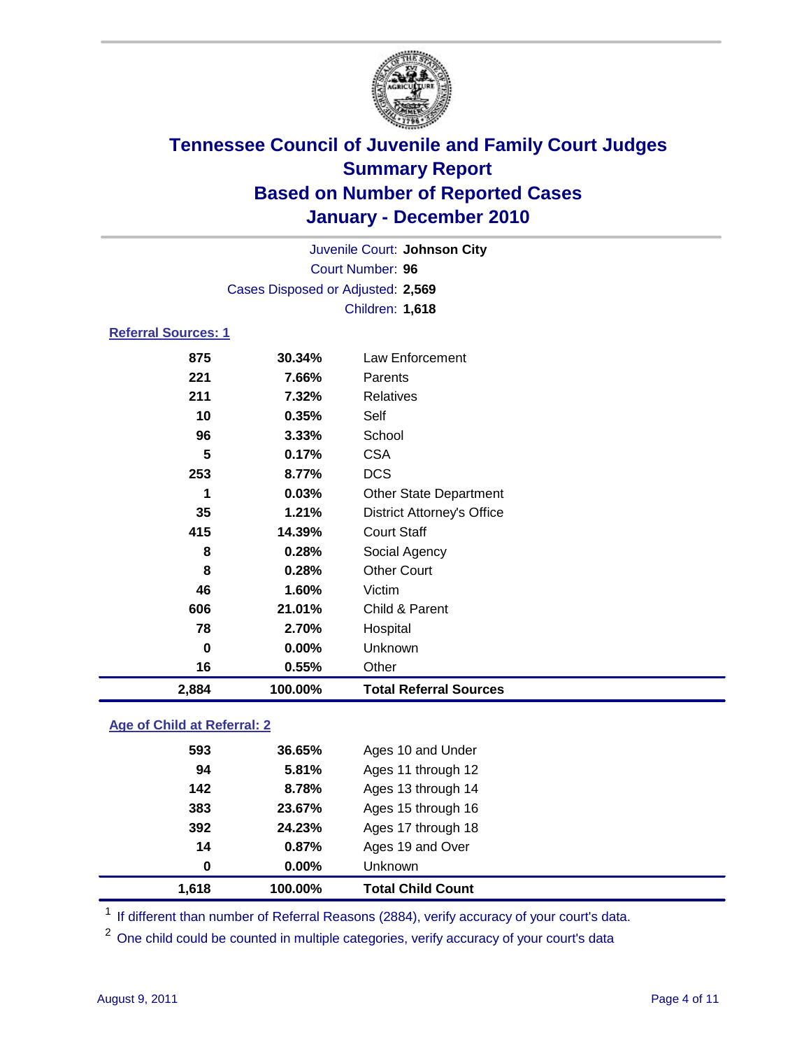# Tennessee Council of Juvenile and Family Court Judges
## Summary Report
## Based on Number of Reported Cases
## January - December 2010

Juvenile Court: **Johnson City**
Court Number: **96**
Cases Disposed or Adjusted: **2,569**
Children: **1,618**

### Referral Sources: 1

| | | |
|---|---|---|
| 875 | 30.34% | Law Enforcement |
| 221 | 7.66% | Parents |
| 211 | 7.32% | Relatives |
| 10 | 0.35% | Self |
| 96 | 3.33% | School |
| 5 | 0.17% | CSA |
| 253 | 8.77% | DCS |
| 1 | 0.03% | Other State Department |
| 35 | 1.21% | District Attorney's Office |
| 415 | 14.39% | Court Staff |
| 8 | 0.28% | Social Agency |
| 8 | 0.28% | Other Court |
| 46 | 1.60% | Victim |
| 606 | 21.01% | Child & Parent |
| 78 | 2.70% | Hospital |
| 0 | 0.00% | Unknown |
| 16 | 0.55% | Other |
| **2,884** | **100.00%** | **Total Referral Sources** |

### Age of Child at Referral: 2

| | | |
|---|---|---|
| 593 | 36.65% | Ages 10 and Under |
| 94 | 5.81% | Ages 11 through 12 |
| 142 | 8.78% | Ages 13 through 14 |
| 383 | 23.67% | Ages 15 through 16 |
| 392 | 24.23% | Ages 17 through 18 |
| 14 | 0.87% | Ages 19 and Over |
| 0 | 0.00% | Unknown |
| **1,618** | **100.00%** | **Total Child Count** |

[1] If different than number of Referral Reasons (2884), verify accuracy of your court's data.

[2] One child could be counted in multiple categories, verify accuracy of your court's data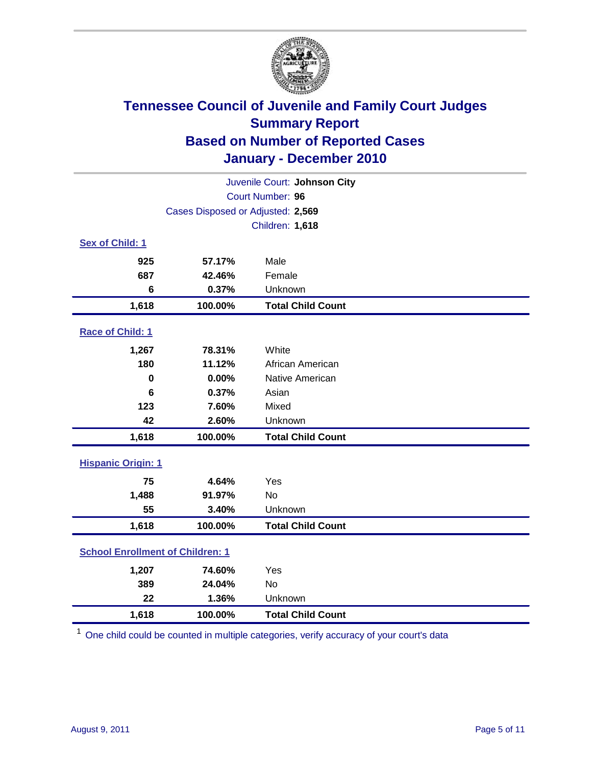# Tennessee Council of Juvenile and Family Court Judges
## Summary Report
## Based on Number of Reported Cases
## January - December 2010

Juvenile Court: **Johnson City**

Court Number: **96**

Cases Disposed or Adjusted: **2,569**

Children: **1,618**

### Sex of Child: 1

| | | |
|---|---|---|
| 925 | 57.17% | Male |
| 687 | 42.46% | Female |
| 6 | 0.37% | Unknown |
| **1,618** | **100.00%** | **Total Child Count** |

### Race of Child: 1

| | | |
|---|---|---|
| 1,267 | 78.31% | White |
| 180 | 11.12% | African American |
| 0 | 0.00% | Native American |
| 6 | 0.37% | Asian |
| 123 | 7.60% | Mixed |
| 42 | 2.60% | Unknown |
| **1,618** | **100.00%** | **Total Child Count** |

### Hispanic Origin: 1

| | | |
|---|---|---|
| 75 | 4.64% | Yes |
| 1,488 | 91.97% | No |
| 55 | 3.40% | Unknown |
| **1,618** | **100.00%** | **Total Child Count** |

### School Enrollment of Children: 1

| | | |
|---|---|---|
| 1,207 | 74.60% | Yes |
| 389 | 24.04% | No |
| 22 | 1.36% | Unknown |
| **1,618** | **100.00%** | **Total Child Count** |

[1] One child could be counted in multiple categories, verify accuracy of your court's data

August 9, 2011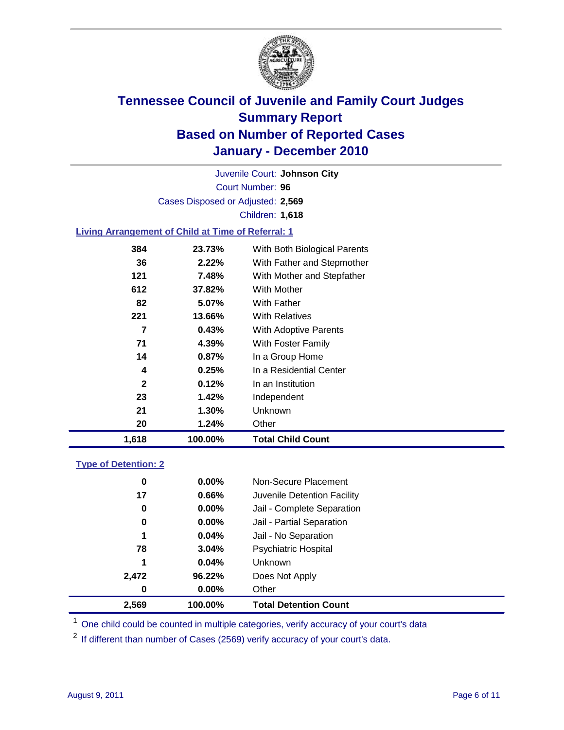# Tennessee Council of Juvenile and Family Court Judges
## Summary Report
## Based on Number of Reported Cases
## January - December 2010

Juvenile Court: **Johnson City**

Court Number: **96**

Cases Disposed or Adjusted: **2,569**

Children: **1,618**

### Living Arrangement of Child at Time of Referral: 1

| Count | Percent | Category |
|---|---|---|
| 384 | 23.73% | With Both Biological Parents |
| 36 | 2.22% | With Father and Stepmother |
| 121 | 7.48% | With Mother and Stepfather |
| 612 | 37.82% | With Mother |
| 82 | 5.07% | With Father |
| 221 | 13.66% | With Relatives |
| 7 | 0.43% | With Adoptive Parents |
| 71 | 4.39% | With Foster Family |
| 14 | 0.87% | In a Group Home |
| 4 | 0.25% | In a Residential Center |
| 2 | 0.12% | In an Institution |
| 23 | 1.42% | Independent |
| 21 | 1.30% | Unknown |
| 20 | 1.24% | Other |
| **1,618** | **100.00%** | **Total Child Count** |

### Type of Detention: 2

| Count | Percent | Category |
|---|---|---|
| 0 | 0.00% | Non-Secure Placement |
| 17 | 0.66% | Juvenile Detention Facility |
| 0 | 0.00% | Jail - Complete Separation |
| 0 | 0.00% | Jail - Partial Separation |
| 1 | 0.04% | Jail - No Separation |
| 78 | 3.04% | Psychiatric Hospital |
| 1 | 0.04% | Unknown |
| 2,472 | 96.22% | Does Not Apply |
| 0 | 0.00% | Other |
| **2,569** | **100.00%** | **Total Detention Count** |

[1] One child could be counted in multiple categories, verify accuracy of your court's data

[2] If different than number of Cases (2569) verify accuracy of your court's data.

August 9, 2011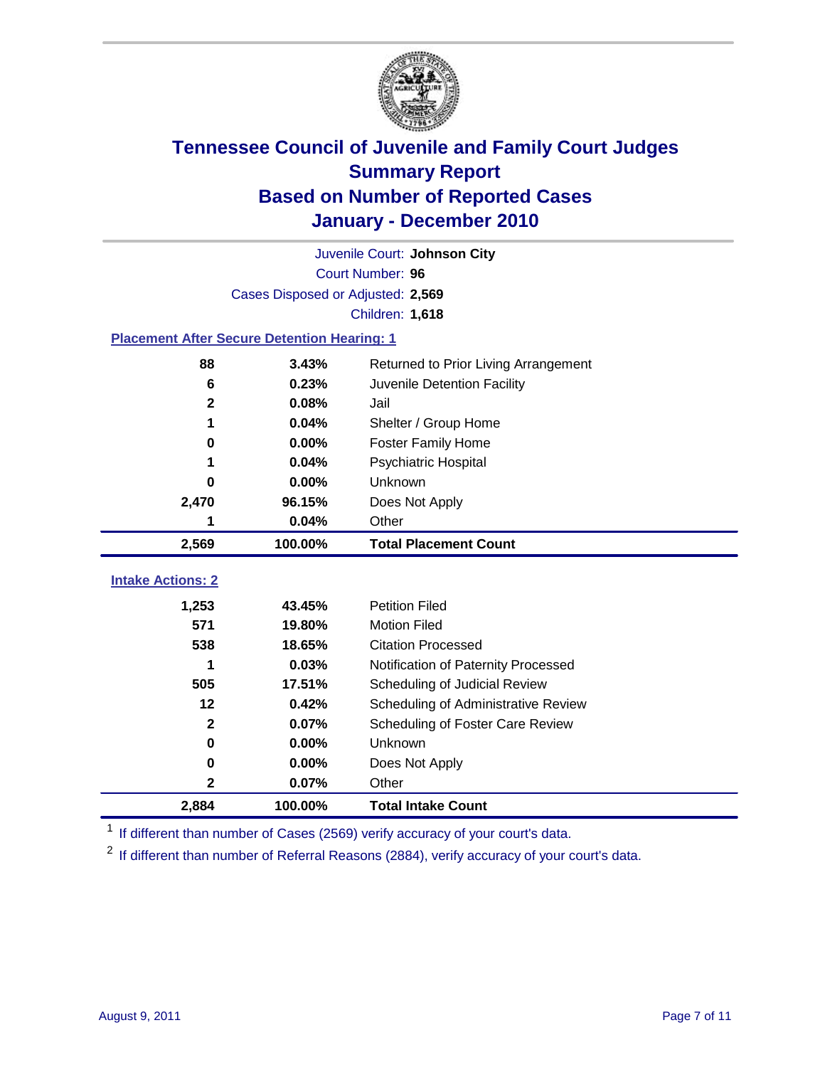# Tennessee Council of Juvenile and Family Court Judges
## Summary Report
## Based on Number of Reported Cases
## January - December 2010

Juvenile Court: **Johnson City**
Court Number: **96**
Cases Disposed or Adjusted: **2,569**
Children: **1,618**

### Placement After Secure Detention Hearing: 1

| Count | Percent | Placement |
|---|---|---|
| 88 | 3.43% | Returned to Prior Living Arrangement |
| 6 | 0.23% | Juvenile Detention Facility |
| 2 | 0.08% | Jail |
| 1 | 0.04% | Shelter / Group Home |
| 0 | 0.00% | Foster Family Home |
| 1 | 0.04% | Psychiatric Hospital |
| 0 | 0.00% | Unknown |
| 2,470 | 96.15% | Does Not Apply |
| 1 | 0.04% | Other |
| **2,569** | **100.00%** | **Total Placement Count** |

### Intake Actions: 2

| Count | Percent | Intake Action |
|---|---|---|
| 1,253 | 43.45% | Petition Filed |
| 571 | 19.80% | Motion Filed |
| 538 | 18.65% | Citation Processed |
| 1 | 0.03% | Notification of Paternity Processed |
| 505 | 17.51% | Scheduling of Judicial Review |
| 12 | 0.42% | Scheduling of Administrative Review |
| 2 | 0.07% | Scheduling of Foster Care Review |
| 0 | 0.00% | Unknown |
| 0 | 0.00% | Does Not Apply |
| 2 | 0.07% | Other |
| **2,884** | **100.00%** | **Total Intake Count** |

[1] If different than number of Cases (2569) verify accuracy of your court's data.

[2] If different than number of Referral Reasons (2884), verify accuracy of your court's data.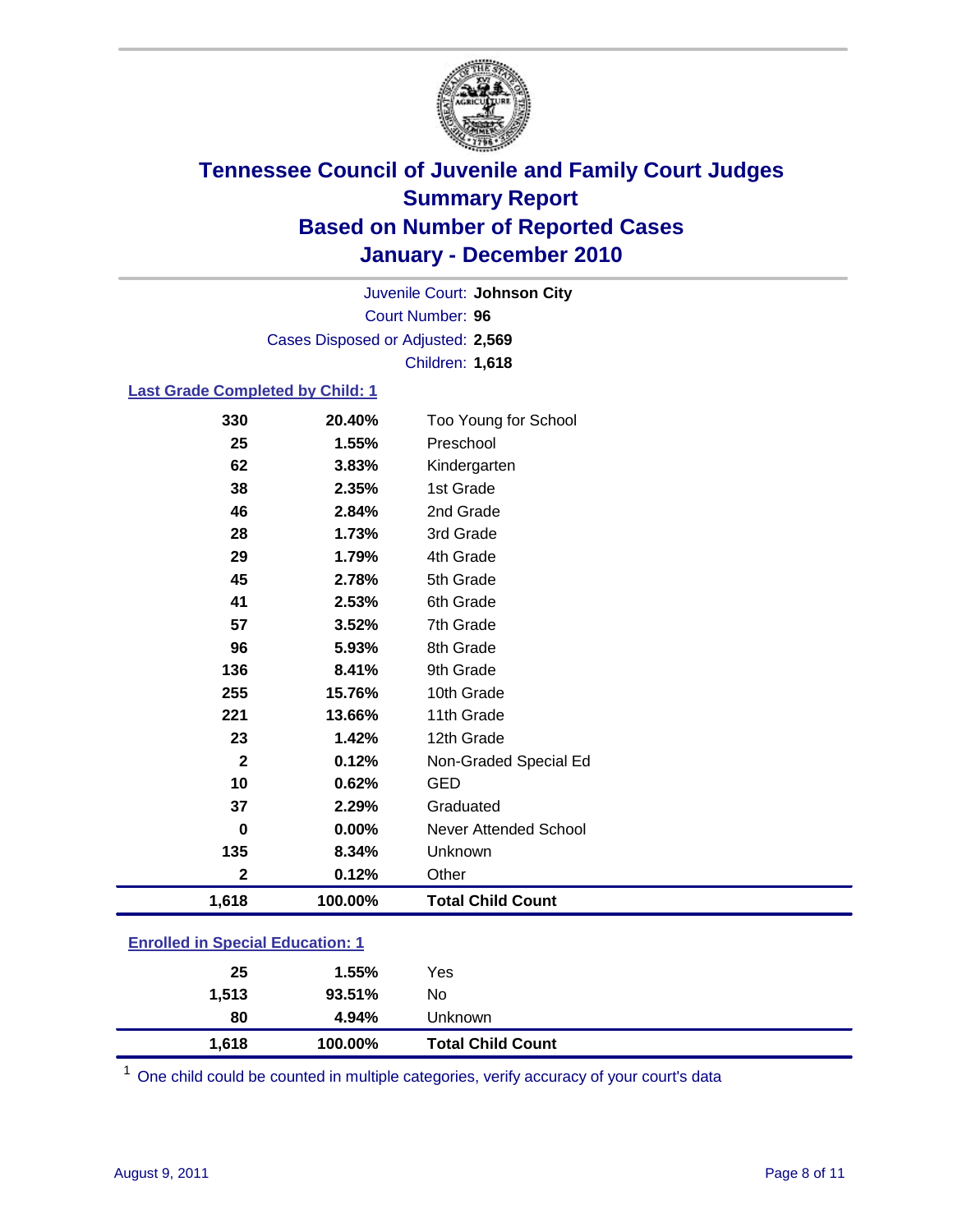# Tennessee Council of Juvenile and Family Court Judges
## Summary Report
## Based on Number of Reported Cases
## January - December 2010

Juvenile Court: **Johnson City**
Court Number: **96**
Cases Disposed or Adjusted: **2,569**
Children: **1,618**

### Last Grade Completed by Child: 1

| | | |
|---|---|---|
| 330 | 20.40% | Too Young for School |
| 25 | 1.55% | Preschool |
| 62 | 3.83% | Kindergarten |
| 38 | 2.35% | 1st Grade |
| 46 | 2.84% | 2nd Grade |
| 28 | 1.73% | 3rd Grade |
| 29 | 1.79% | 4th Grade |
| 45 | 2.78% | 5th Grade |
| 41 | 2.53% | 6th Grade |
| 57 | 3.52% | 7th Grade |
| 96 | 5.93% | 8th Grade |
| 136 | 8.41% | 9th Grade |
| 255 | 15.76% | 10th Grade |
| 221 | 13.66% | 11th Grade |
| 23 | 1.42% | 12th Grade |
| 2 | 0.12% | Non-Graded Special Ed |
| 10 | 0.62% | GED |
| 37 | 2.29% | Graduated |
| 0 | 0.00% | Never Attended School |
| 135 | 8.34% | Unknown |
| 2 | 0.12% | Other |
| **1,618** | **100.00%** | **Total Child Count** |

### Enrolled in Special Education: 1

| | | |
|---|---|---|
| 25 | 1.55% | Yes |
| 1,513 | 93.51% | No |
| 80 | 4.94% | Unknown |
| **1,618** | **100.00%** | **Total Child Count** |

[1] One child could be counted in multiple categories, verify accuracy of your court's data

August 9, 2011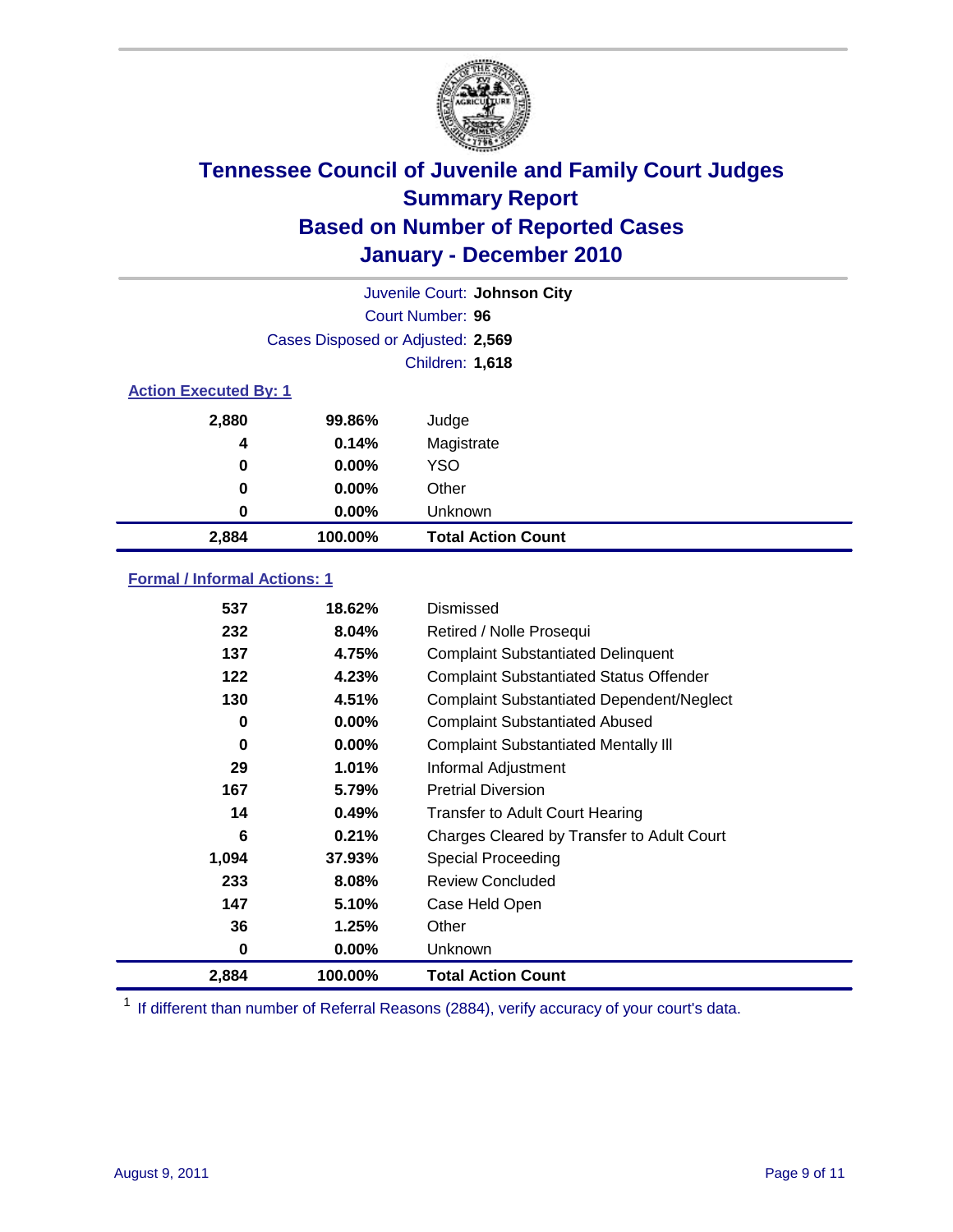# Tennessee Council of Juvenile and Family Court Judges
## Summary Report
## Based on Number of Reported Cases
## January - December 2010

Juvenile Court: **Johnson City**

Court Number: **96**

Cases Disposed or Adjusted: **2,569**

Children: **1,618**

### Action Executed By: 1

| | | |
|---|---|---|
| 2,880 | 99.86% | Judge |
| 4 | 0.14% | Magistrate |
| 0 | 0.00% | YSO |
| 0 | 0.00% | Other |
| 0 | 0.00% | Unknown |
| **2,884** | **100.00%** | **Total Action Count** |

### Formal / Informal Actions: 1

| | | |
|---|---|---|
| 537 | 18.62% | Dismissed |
| 232 | 8.04% | Retired / Nolle Prosequi |
| 137 | 4.75% | Complaint Substantiated Delinquent |
| 122 | 4.23% | Complaint Substantiated Status Offender |
| 130 | 4.51% | Complaint Substantiated Dependent/Neglect |
| 0 | 0.00% | Complaint Substantiated Abused |
| 0 | 0.00% | Complaint Substantiated Mentally Ill |
| 29 | 1.01% | Informal Adjustment |
| 167 | 5.79% | Pretrial Diversion |
| 14 | 0.49% | Transfer to Adult Court Hearing |
| 6 | 0.21% | Charges Cleared by Transfer to Adult Court |
| 1,094 | 37.93% | Special Proceeding |
| 233 | 8.08% | Review Concluded |
| 147 | 5.10% | Case Held Open |
| 36 | 1.25% | Other |
| 0 | 0.00% | Unknown |
| **2,884** | **100.00%** | **Total Action Count** |

[1] If different than number of Referral Reasons (2884), verify accuracy of your court's data.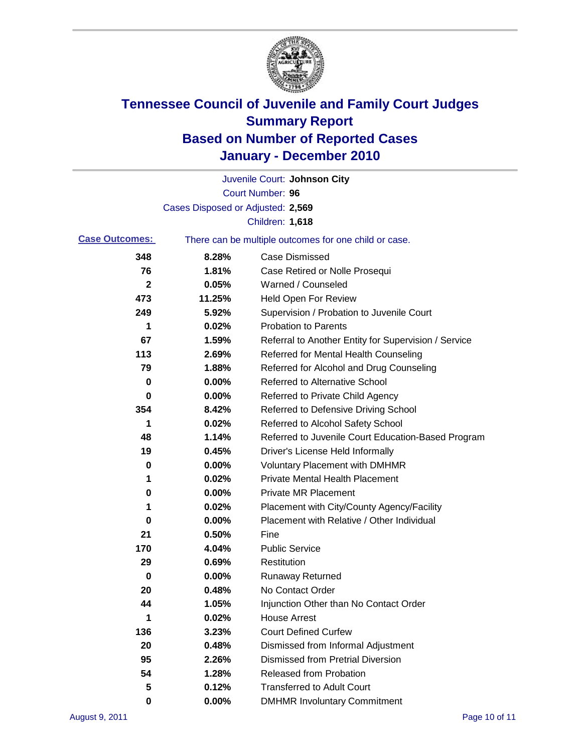# Tennessee Council of Juvenile and Family Court Judges
# Summary Report
# Based on Number of Reported Cases
# January - December 2010

Juvenile Court: **Johnson City**

Court Number: **96**

Cases Disposed or Adjusted: **2,569**

Children: **1,618**

**Case Outcomes:** There can be multiple outcomes for one child or case.

| Count | Percent | Outcome |
|---|---|---|
| 348 | 8.28% | Case Dismissed |
| 76 | 1.81% | Case Retired or Nolle Prosequi |
| 2 | 0.05% | Warned / Counseled |
| 473 | 11.25% | Held Open For Review |
| 249 | 5.92% | Supervision / Probation to Juvenile Court |
| 1 | 0.02% | Probation to Parents |
| 67 | 1.59% | Referral to Another Entity for Supervision / Service |
| 113 | 2.69% | Referred for Mental Health Counseling |
| 79 | 1.88% | Referred for Alcohol and Drug Counseling |
| 0 | 0.00% | Referred to Alternative School |
| 0 | 0.00% | Referred to Private Child Agency |
| 354 | 8.42% | Referred to Defensive Driving School |
| 1 | 0.02% | Referred to Alcohol Safety School |
| 48 | 1.14% | Referred to Juvenile Court Education-Based Program |
| 19 | 0.45% | Driver's License Held Informally |
| 0 | 0.00% | Voluntary Placement with DMHMR |
| 1 | 0.02% | Private Mental Health Placement |
| 0 | 0.00% | Private MR Placement |
| 1 | 0.02% | Placement with City/County Agency/Facility |
| 0 | 0.00% | Placement with Relative / Other Individual |
| 21 | 0.50% | Fine |
| 170 | 4.04% | Public Service |
| 29 | 0.69% | Restitution |
| 0 | 0.00% | Runaway Returned |
| 20 | 0.48% | No Contact Order |
| 44 | 1.05% | Injunction Other than No Contact Order |
| 1 | 0.02% | House Arrest |
| 136 | 3.23% | Court Defined Curfew |
| 20 | 0.48% | Dismissed from Informal Adjustment |
| 95 | 2.26% | Dismissed from Pretrial Diversion |
| 54 | 1.28% | Released from Probation |
| 5 | 0.12% | Transferred to Adult Court |
| 0 | 0.00% | DMHMR Involuntary Commitment |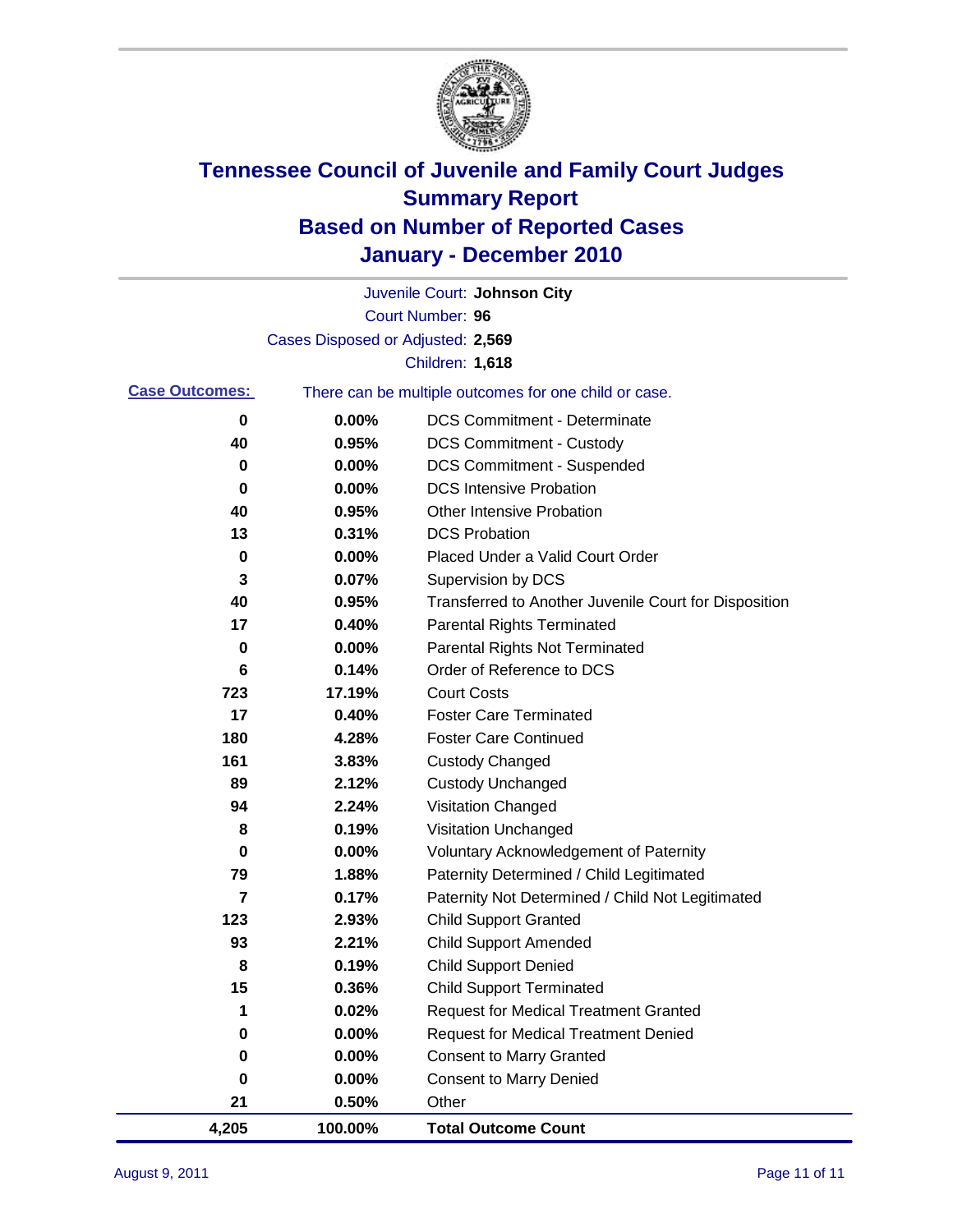# Tennessee Council of Juvenile and Family Court Judges
## Summary Report
## Based on Number of Reported Cases
## January - December 2010

Juvenile Court: **Johnson City**

Court Number: **96**

Cases Disposed or Adjusted: **2,569**

Children: **1,618**

**Case Outcomes:** There can be multiple outcomes for one child or case.

| | | |
|---|---|---|
| 0 | 0.00% | DCS Commitment - Determinate |
| 40 | 0.95% | DCS Commitment - Custody |
| 0 | 0.00% | DCS Commitment - Suspended |
| 0 | 0.00% | DCS Intensive Probation |
| 40 | 0.95% | Other Intensive Probation |
| 13 | 0.31% | DCS Probation |
| 0 | 0.00% | Placed Under a Valid Court Order |
| 3 | 0.07% | Supervision by DCS |
| 40 | 0.95% | Transferred to Another Juvenile Court for Disposition |
| 17 | 0.40% | Parental Rights Terminated |
| 0 | 0.00% | Parental Rights Not Terminated |
| 6 | 0.14% | Order of Reference to DCS |
| 723 | 17.19% | Court Costs |
| 17 | 0.40% | Foster Care Terminated |
| 180 | 4.28% | Foster Care Continued |
| 161 | 3.83% | Custody Changed |
| 89 | 2.12% | Custody Unchanged |
| 94 | 2.24% | Visitation Changed |
| 8 | 0.19% | Visitation Unchanged |
| 0 | 0.00% | Voluntary Acknowledgement of Paternity |
| 79 | 1.88% | Paternity Determined / Child Legitimated |
| 7 | 0.17% | Paternity Not Determined / Child Not Legitimated |
| 123 | 2.93% | Child Support Granted |
| 93 | 2.21% | Child Support Amended |
| 8 | 0.19% | Child Support Denied |
| 15 | 0.36% | Child Support Terminated |
| 1 | 0.02% | Request for Medical Treatment Granted |
| 0 | 0.00% | Request for Medical Treatment Denied |
| 0 | 0.00% | Consent to Marry Granted |
| 0 | 0.00% | Consent to Marry Denied |
| 21 | 0.50% | Other |
| **4,205** | **100.00%** | **Total Outcome Count** |

August 9, 2011